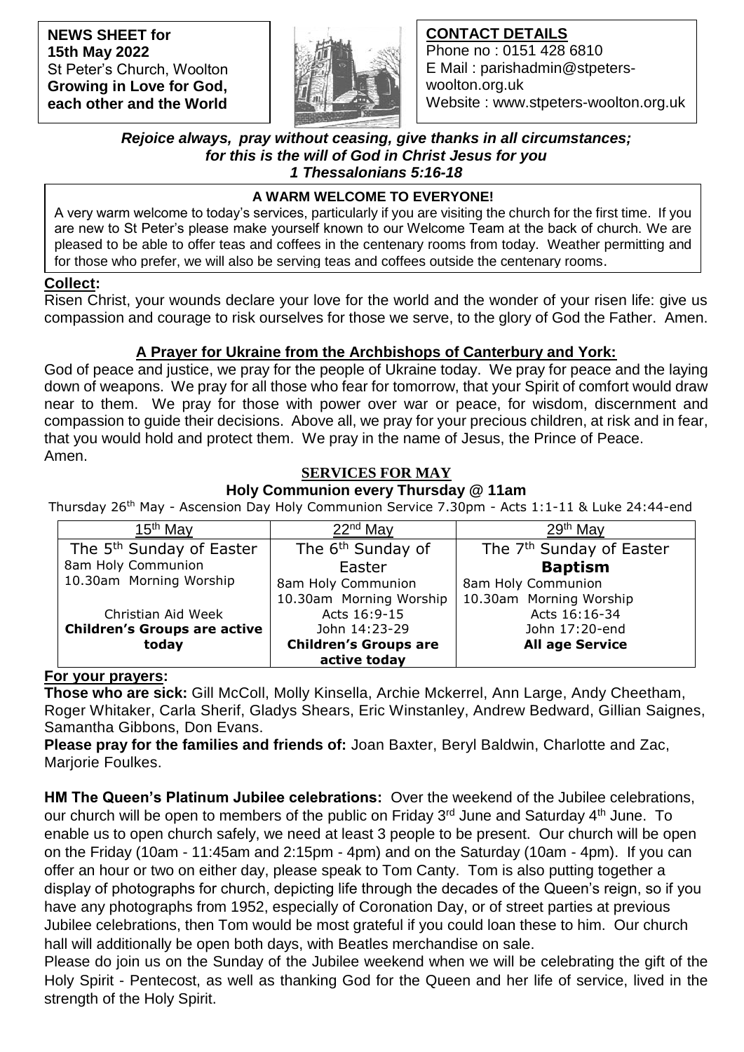**NEWS SHEET for 15th May 2022**
St Peter's Church, Woolton
**Growing in Love for God, each other and the World**

**CONTACT DETAILS**
Phone no : 0151 428 6810
E Mail : parishadmin@stpeters-woolton.org.uk
Website : www.stpeters-woolton.org.uk

***Rejoice always, pray without ceasing, give thanks in all circumstances; for this is the will of God in Christ Jesus for you***
***1 Thessalonians 5:16-18***

**A WARM WELCOME TO EVERYONE!**

A very warm welcome to today's services, particularly if you are visiting the church for the first time. If you are new to St Peter's please make yourself known to our Welcome Team at the back of church. We are pleased to be able to offer teas and coffees in the centenary rooms from today. Weather permitting and for those who prefer, we will also be serving teas and coffees outside the centenary rooms.

**Collect:**

Risen Christ, your wounds declare your love for the world and the wonder of your risen life: give us compassion and courage to risk ourselves for those we serve, to the glory of God the Father. Amen.

**A Prayer for Ukraine from the Archbishops of Canterbury and York:**

God of peace and justice, we pray for the people of Ukraine today. We pray for peace and the laying down of weapons. We pray for all those who fear for tomorrow, that your Spirit of comfort would draw near to them. We pray for those with power over war or peace, for wisdom, discernment and compassion to guide their decisions. Above all, we pray for your precious children, at risk and in fear, that you would hold and protect them. We pray in the name of Jesus, the Prince of Peace. Amen.

**SERVICES FOR MAY**

**Holy Communion every Thursday @ 11am**

Thursday 26th May - Ascension Day Holy Communion Service 7.30pm - Acts 1:1-11 & Luke 24:44-end

| 15th May | 22nd May | 29th May |
|---|---|---|
| The 5th Sunday of Easter<br>8am Holy Communion<br>10.30am Morning Worship<br><br>Christian Aid Week<br>**Children's Groups are active today** | The 6th Sunday of Easter<br>8am Holy Communion<br>10.30am Morning Worship<br>Acts 16:9-15<br>John 14:23-29<br>**Children's Groups are active today** | The 7th Sunday of Easter<br>**Baptism**<br>8am Holy Communion<br>10.30am Morning Worship<br>Acts 16:16-34<br>John 17:20-end<br>**All age Service** |

**For your prayers:**

**Those who are sick:** Gill McColl, Molly Kinsella, Archie Mckerrel, Ann Large, Andy Cheetham, Roger Whitaker, Carla Sherif, Gladys Shears, Eric Winstanley, Andrew Bedward, Gillian Saignes, Samantha Gibbons, Don Evans.

**Please pray for the families and friends of:** Joan Baxter, Beryl Baldwin, Charlotte and Zac, Marjorie Foulkes.

**HM The Queen's Platinum Jubilee celebrations:** Over the weekend of the Jubilee celebrations, our church will be open to members of the public on Friday 3rd June and Saturday 4th June. To enable us to open church safely, we need at least 3 people to be present. Our church will be open on the Friday (10am - 11:45am and 2:15pm - 4pm) and on the Saturday (10am - 4pm). If you can offer an hour or two on either day, please speak to Tom Canty. Tom is also putting together a display of photographs for church, depicting life through the decades of the Queen's reign, so if you have any photographs from 1952, especially of Coronation Day, or of street parties at previous Jubilee celebrations, then Tom would be most grateful if you could loan these to him. Our church hall will additionally be open both days, with Beatles merchandise on sale.

Please do join us on the Sunday of the Jubilee weekend when we will be celebrating the gift of the Holy Spirit - Pentecost, as well as thanking God for the Queen and her life of service, lived in the strength of the Holy Spirit.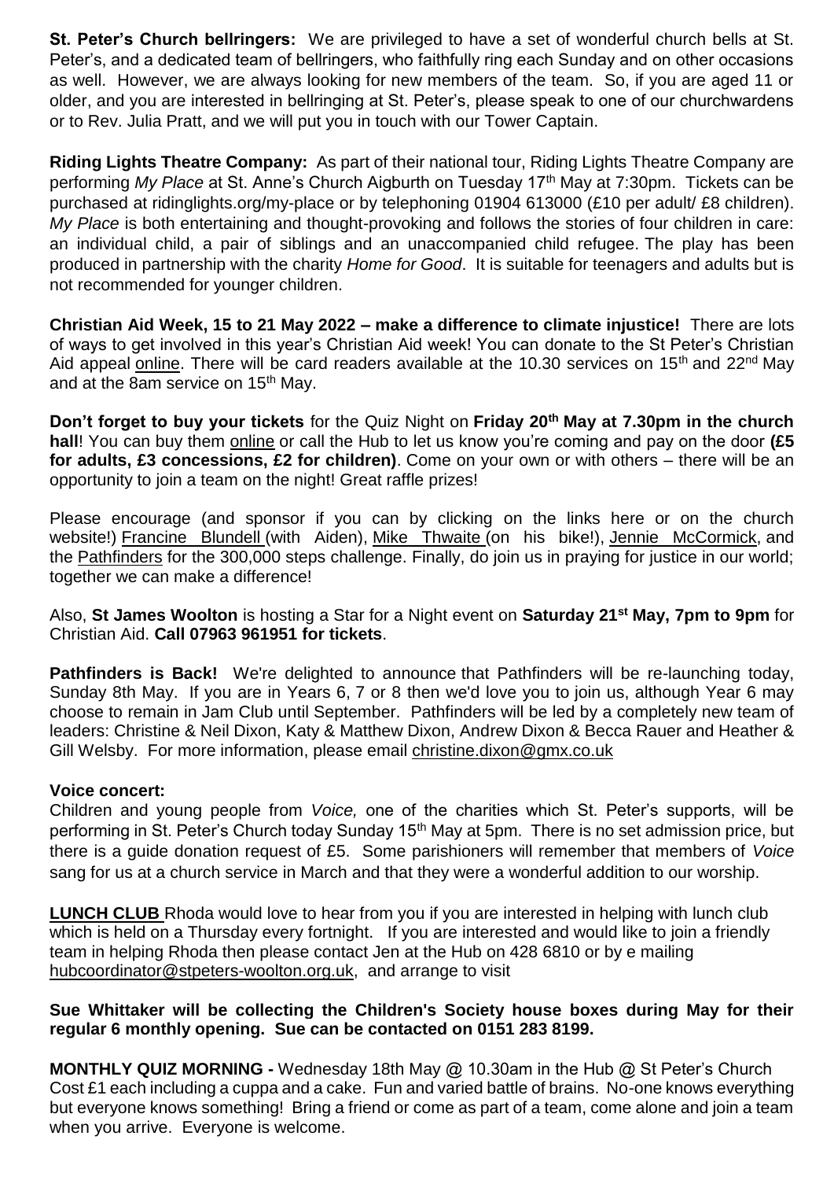**St. Peter's Church bellringers:** We are privileged to have a set of wonderful church bells at St. Peter's, and a dedicated team of bellringers, who faithfully ring each Sunday and on other occasions as well. However, we are always looking for new members of the team. So, if you are aged 11 or older, and you are interested in bellringing at St. Peter's, please speak to one of our churchwardens or to Rev. Julia Pratt, and we will put you in touch with our Tower Captain.

**Riding Lights Theatre Company:** As part of their national tour, Riding Lights Theatre Company are performing *My Place* at St. Anne's Church Aigburth on Tuesday 17th May at 7:30pm. Tickets can be purchased at ridinglights.org/my-place or by telephoning 01904 613000 (£10 per adult/ £8 children). *My Place* is both entertaining and thought-provoking and follows the stories of four children in care: an individual child, a pair of siblings and an unaccompanied child refugee. The play has been produced in partnership with the charity *Home for Good*. It is suitable for teenagers and adults but is not recommended for younger children.

**Christian Aid Week, 15 to 21 May 2022 – make a difference to climate injustice!** There are lots of ways to get involved in this year's Christian Aid week! You can donate to the St Peter's Christian Aid appeal online. There will be card readers available at the 10.30 services on 15th and 22nd May and at the 8am service on 15th May.

**Don't forget to buy your tickets** for the Quiz Night on **Friday 20th May at 7.30pm in the church hall**! You can buy them online or call the Hub to let us know you're coming and pay on the door **(£5 for adults, £3 concessions, £2 for children)**. Come on your own or with others – there will be an opportunity to join a team on the night! Great raffle prizes!

Please encourage (and sponsor if you can by clicking on the links here or on the church website!) Francine Blundell (with Aiden), Mike Thwaite (on his bike!), Jennie McCormick, and the Pathfinders for the 300,000 steps challenge. Finally, do join us in praying for justice in our world; together we can make a difference!

Also, **St James Woolton** is hosting a Star for a Night event on **Saturday 21st May, 7pm to 9pm** for Christian Aid. **Call 07963 961951 for tickets**.

**Pathfinders is Back!** We're delighted to announce that Pathfinders will be re-launching today, Sunday 8th May. If you are in Years 6, 7 or 8 then we'd love you to join us, although Year 6 may choose to remain in Jam Club until September. Pathfinders will be led by a completely new team of leaders: Christine & Neil Dixon, Katy & Matthew Dixon, Andrew Dixon & Becca Rauer and Heather & Gill Welsby. For more information, please email christine.dixon@gmx.co.uk

**Voice concert:**

Children and young people from *Voice,* one of the charities which St. Peter's supports, will be performing in St. Peter's Church today Sunday 15th May at 5pm. There is no set admission price, but there is a guide donation request of £5. Some parishioners will remember that members of *Voice* sang for us at a church service in March and that they were a wonderful addition to our worship.

**LUNCH CLUB** Rhoda would love to hear from you if you are interested in helping with lunch club which is held on a Thursday every fortnight. If you are interested and would like to join a friendly team in helping Rhoda then please contact Jen at the Hub on 428 6810 or by e mailing hubcoordinator@stpeters-woolton.org.uk, and arrange to visit

**Sue Whittaker will be collecting the Children's Society house boxes during May for their regular 6 monthly opening. Sue can be contacted on 0151 283 8199.**

**MONTHLY QUIZ MORNING -** Wednesday 18th May @ 10.30am in the Hub @ St Peter's Church Cost £1 each including a cuppa and a cake. Fun and varied battle of brains. No-one knows everything but everyone knows something! Bring a friend or come as part of a team, come alone and join a team when you arrive. Everyone is welcome.